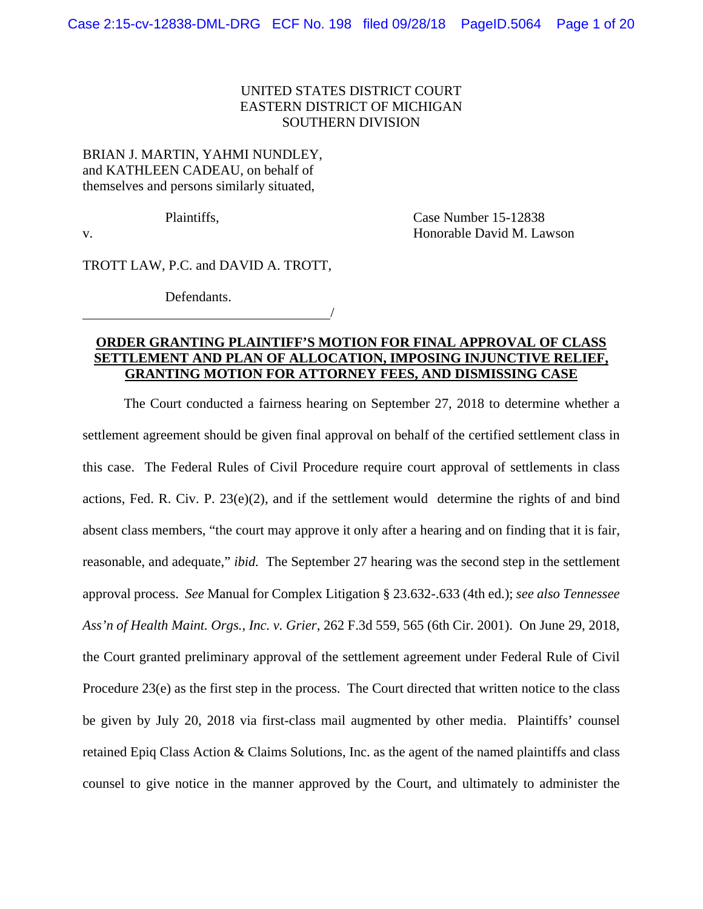UNITED STATES DISTRICT COURT
EASTERN DISTRICT OF MICHIGAN
SOUTHERN DIVISION

BRIAN J. MARTIN, YAHMI NUNDLEY, and KATHLEEN CADEAU, on behalf of themselves and persons similarly situated,

Plaintiffs,

v.

Case Number 15-12838
Honorable David M. Lawson

TROTT LAW, P.C. and DAVID A. TROTT,

Defendants.

_____________________________________/

**ORDER GRANTING PLAINTIFF'S MOTION FOR FINAL APPROVAL OF CLASS SETTLEMENT AND PLAN OF ALLOCATION, IMPOSING INJUNCTIVE RELIEF, GRANTING MOTION FOR ATTORNEY FEES, AND DISMISSING CASE**

The Court conducted a fairness hearing on September 27, 2018 to determine whether a settlement agreement should be given final approval on behalf of the certified settlement class in this case. The Federal Rules of Civil Procedure require court approval of settlements in class actions, Fed. R. Civ. P. 23(e)(2), and if the settlement would determine the rights of and bind absent class members, "the court may approve it only after a hearing and on finding that it is fair, reasonable, and adequate," *ibid.* The September 27 hearing was the second step in the settlement approval process. *See* Manual for Complex Litigation § 23.632-.633 (4th ed.); *see also Tennessee Ass'n of Health Maint. Orgs., Inc. v. Grier*, 262 F.3d 559, 565 (6th Cir. 2001). On June 29, 2018, the Court granted preliminary approval of the settlement agreement under Federal Rule of Civil Procedure 23(e) as the first step in the process. The Court directed that written notice to the class be given by July 20, 2018 via first-class mail augmented by other media. Plaintiffs' counsel retained Epiq Class Action & Claims Solutions, Inc. as the agent of the named plaintiffs and class counsel to give notice in the manner approved by the Court, and ultimately to administer the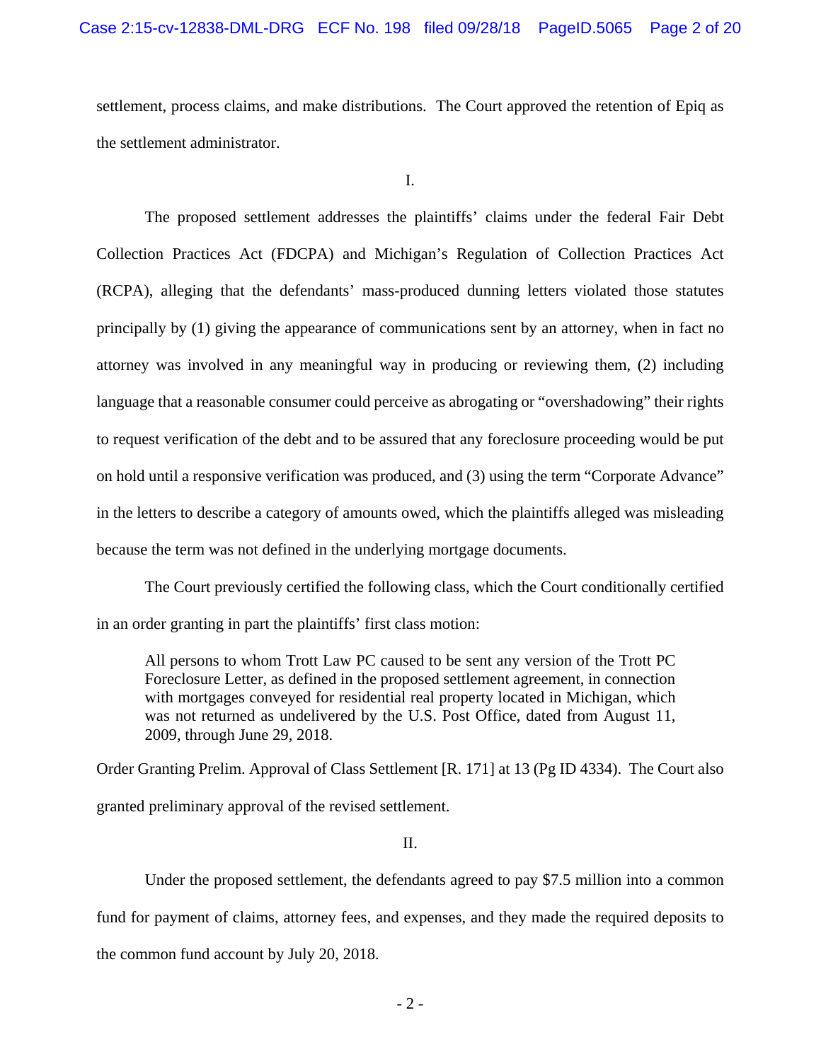settlement, process claims, and make distributions. The Court approved the retention of Epiq as the settlement administrator.

I.

The proposed settlement addresses the plaintiffs' claims under the federal Fair Debt Collection Practices Act (FDCPA) and Michigan's Regulation of Collection Practices Act (RCPA), alleging that the defendants' mass-produced dunning letters violated those statutes principally by (1) giving the appearance of communications sent by an attorney, when in fact no attorney was involved in any meaningful way in producing or reviewing them, (2) including language that a reasonable consumer could perceive as abrogating or "overshadowing" their rights to request verification of the debt and to be assured that any foreclosure proceeding would be put on hold until a responsive verification was produced, and (3) using the term "Corporate Advance" in the letters to describe a category of amounts owed, which the plaintiffs alleged was misleading because the term was not defined in the underlying mortgage documents.

The Court previously certified the following class, which the Court conditionally certified in an order granting in part the plaintiffs' first class motion:

> All persons to whom Trott Law PC caused to be sent any version of the Trott PC Foreclosure Letter, as defined in the proposed settlement agreement, in connection with mortgages conveyed for residential real property located in Michigan, which was not returned as undelivered by the U.S. Post Office, dated from August 11, 2009, through June 29, 2018.

Order Granting Prelim. Approval of Class Settlement [R. 171] at 13 (Pg ID 4334). The Court also granted preliminary approval of the revised settlement.

II.

Under the proposed settlement, the defendants agreed to pay $7.5 million into a common fund for payment of claims, attorney fees, and expenses, and they made the required deposits to the common fund account by July 20, 2018.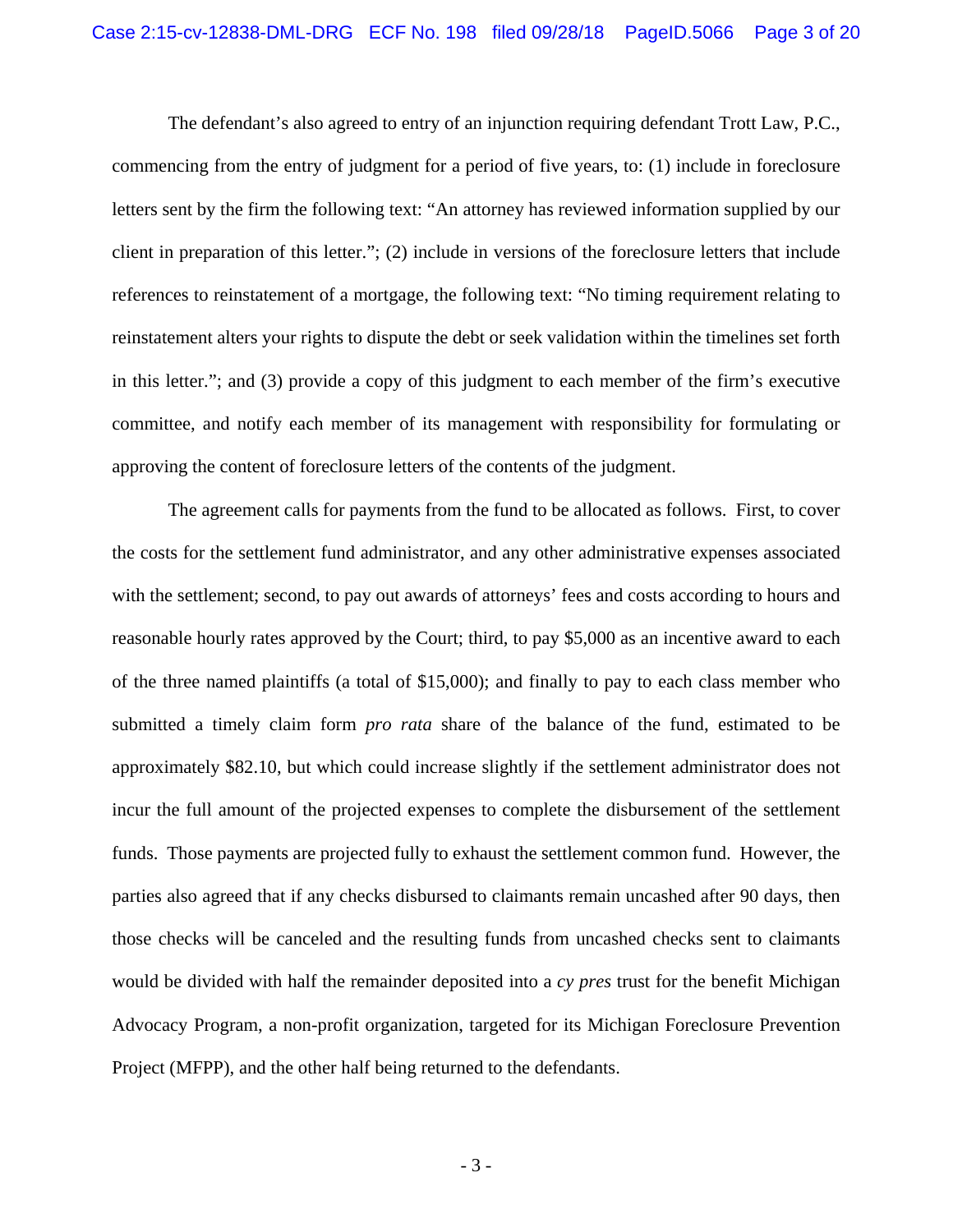The defendant's also agreed to entry of an injunction requiring defendant Trott Law, P.C., commencing from the entry of judgment for a period of five years, to: (1) include in foreclosure letters sent by the firm the following text: "An attorney has reviewed information supplied by our client in preparation of this letter."; (2) include in versions of the foreclosure letters that include references to reinstatement of a mortgage, the following text: "No timing requirement relating to reinstatement alters your rights to dispute the debt or seek validation within the timelines set forth in this letter."; and (3) provide a copy of this judgment to each member of the firm's executive committee, and notify each member of its management with responsibility for formulating or approving the content of foreclosure letters of the contents of the judgment.

The agreement calls for payments from the fund to be allocated as follows. First, to cover the costs for the settlement fund administrator, and any other administrative expenses associated with the settlement; second, to pay out awards of attorneys' fees and costs according to hours and reasonable hourly rates approved by the Court; third, to pay $5,000 as an incentive award to each of the three named plaintiffs (a total of $15,000); and finally to pay to each class member who submitted a timely claim form *pro rata* share of the balance of the fund, estimated to be approximately $82.10, but which could increase slightly if the settlement administrator does not incur the full amount of the projected expenses to complete the disbursement of the settlement funds. Those payments are projected fully to exhaust the settlement common fund. However, the parties also agreed that if any checks disbursed to claimants remain uncashed after 90 days, then those checks will be canceled and the resulting funds from uncashed checks sent to claimants would be divided with half the remainder deposited into a *cy pres* trust for the benefit Michigan Advocacy Program, a non-profit organization, targeted for its Michigan Foreclosure Prevention Project (MFPP), and the other half being returned to the defendants.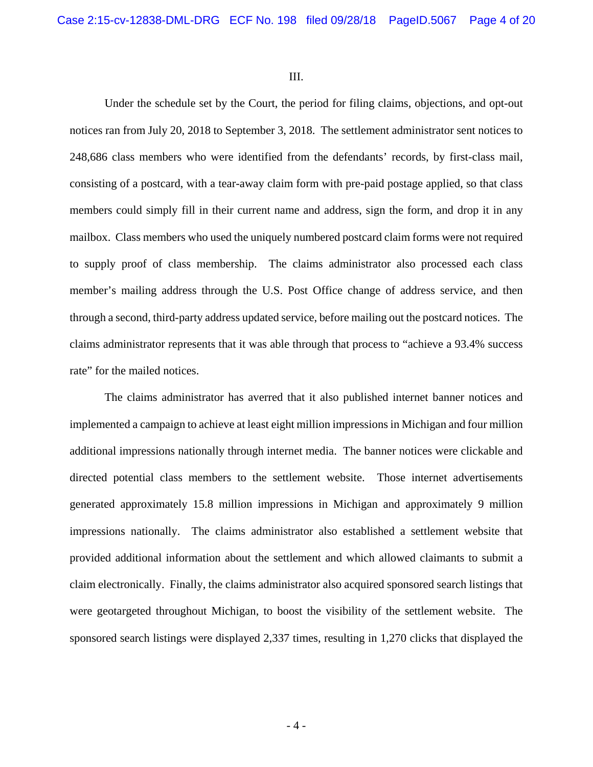III.

Under the schedule set by the Court, the period for filing claims, objections, and opt-out notices ran from July 20, 2018 to September 3, 2018. The settlement administrator sent notices to 248,686 class members who were identified from the defendants' records, by first-class mail, consisting of a postcard, with a tear-away claim form with pre-paid postage applied, so that class members could simply fill in their current name and address, sign the form, and drop it in any mailbox. Class members who used the uniquely numbered postcard claim forms were not required to supply proof of class membership. The claims administrator also processed each class member's mailing address through the U.S. Post Office change of address service, and then through a second, third-party address updated service, before mailing out the postcard notices. The claims administrator represents that it was able through that process to "achieve a 93.4% success rate" for the mailed notices.

The claims administrator has averred that it also published internet banner notices and implemented a campaign to achieve at least eight million impressions in Michigan and four million additional impressions nationally through internet media. The banner notices were clickable and directed potential class members to the settlement website. Those internet advertisements generated approximately 15.8 million impressions in Michigan and approximately 9 million impressions nationally. The claims administrator also established a settlement website that provided additional information about the settlement and which allowed claimants to submit a claim electronically. Finally, the claims administrator also acquired sponsored search listings that were geotargeted throughout Michigan, to boost the visibility of the settlement website. The sponsored search listings were displayed 2,337 times, resulting in 1,270 clicks that displayed the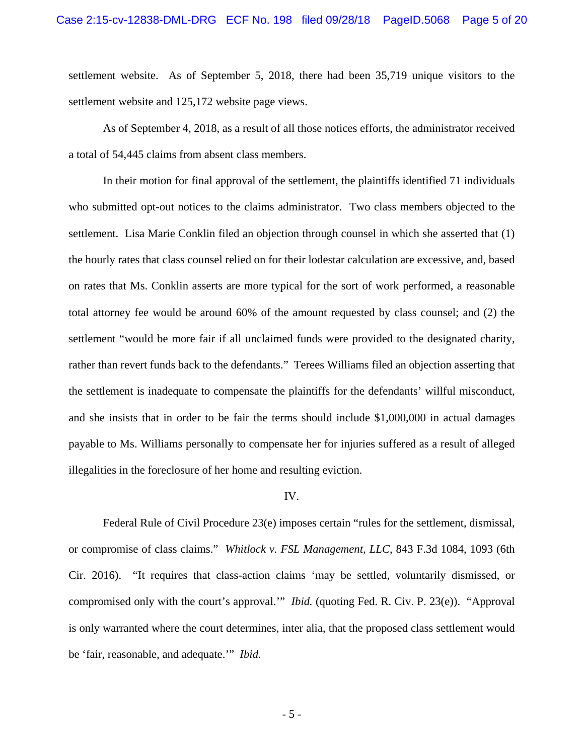settlement website. As of September 5, 2018, there had been 35,719 unique visitors to the settlement website and 125,172 website page views.

As of September 4, 2018, as a result of all those notices efforts, the administrator received a total of 54,445 claims from absent class members.

In their motion for final approval of the settlement, the plaintiffs identified 71 individuals who submitted opt-out notices to the claims administrator. Two class members objected to the settlement. Lisa Marie Conklin filed an objection through counsel in which she asserted that (1) the hourly rates that class counsel relied on for their lodestar calculation are excessive, and, based on rates that Ms. Conklin asserts are more typical for the sort of work performed, a reasonable total attorney fee would be around 60% of the amount requested by class counsel; and (2) the settlement "would be more fair if all unclaimed funds were provided to the designated charity, rather than revert funds back to the defendants." Terees Williams filed an objection asserting that the settlement is inadequate to compensate the plaintiffs for the defendants' willful misconduct, and she insists that in order to be fair the terms should include $1,000,000 in actual damages payable to Ms. Williams personally to compensate her for injuries suffered as a result of alleged illegalities in the foreclosure of her home and resulting eviction.

IV.

Federal Rule of Civil Procedure 23(e) imposes certain "rules for the settlement, dismissal, or compromise of class claims." *Whitlock v. FSL Management, LLC*, 843 F.3d 1084, 1093 (6th Cir. 2016). "It requires that class-action claims 'may be settled, voluntarily dismissed, or compromised only with the court's approval.'" *Ibid.* (quoting Fed. R. Civ. P. 23(e)). "Approval is only warranted where the court determines, inter alia, that the proposed class settlement would be 'fair, reasonable, and adequate.'" *Ibid.*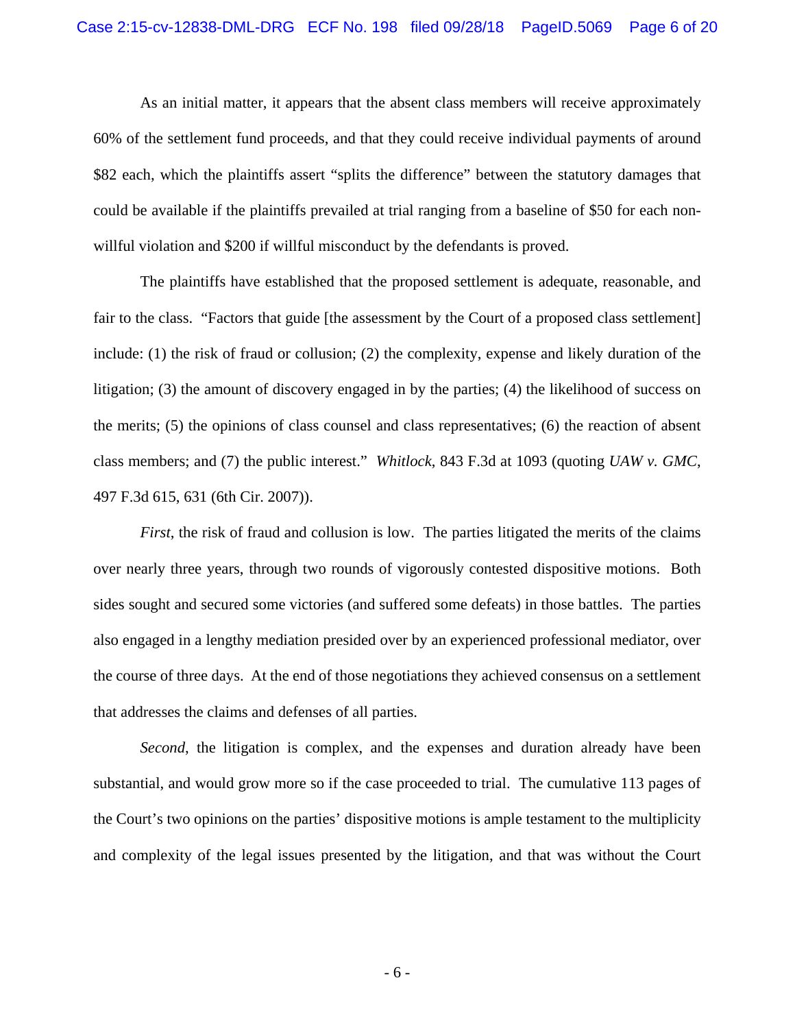As an initial matter, it appears that the absent class members will receive approximately 60% of the settlement fund proceeds, and that they could receive individual payments of around $82 each, which the plaintiffs assert "splits the difference" between the statutory damages that could be available if the plaintiffs prevailed at trial ranging from a baseline of $50 for each non-willful violation and $200 if willful misconduct by the defendants is proved.

The plaintiffs have established that the proposed settlement is adequate, reasonable, and fair to the class. "Factors that guide [the assessment by the Court of a proposed class settlement] include: (1) the risk of fraud or collusion; (2) the complexity, expense and likely duration of the litigation; (3) the amount of discovery engaged in by the parties; (4) the likelihood of success on the merits; (5) the opinions of class counsel and class representatives; (6) the reaction of absent class members; and (7) the public interest." *Whitlock*, 843 F.3d at 1093 (quoting *UAW v. GMC*, 497 F.3d 615, 631 (6th Cir. 2007)).

*First*, the risk of fraud and collusion is low. The parties litigated the merits of the claims over nearly three years, through two rounds of vigorously contested dispositive motions. Both sides sought and secured some victories (and suffered some defeats) in those battles. The parties also engaged in a lengthy mediation presided over by an experienced professional mediator, over the course of three days. At the end of those negotiations they achieved consensus on a settlement that addresses the claims and defenses of all parties.

*Second*, the litigation is complex, and the expenses and duration already have been substantial, and would grow more so if the case proceeded to trial. The cumulative 113 pages of the Court's two opinions on the parties' dispositive motions is ample testament to the multiplicity and complexity of the legal issues presented by the litigation, and that was without the Court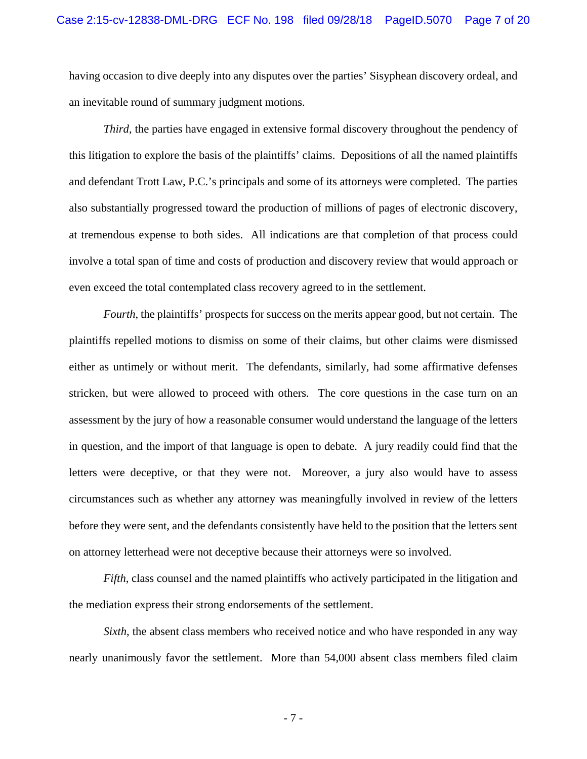having occasion to dive deeply into any disputes over the parties' Sisyphean discovery ordeal, and an inevitable round of summary judgment motions.

*Third*, the parties have engaged in extensive formal discovery throughout the pendency of this litigation to explore the basis of the plaintiffs' claims. Depositions of all the named plaintiffs and defendant Trott Law, P.C.'s principals and some of its attorneys were completed. The parties also substantially progressed toward the production of millions of pages of electronic discovery, at tremendous expense to both sides. All indications are that completion of that process could involve a total span of time and costs of production and discovery review that would approach or even exceed the total contemplated class recovery agreed to in the settlement.

*Fourth*, the plaintiffs' prospects for success on the merits appear good, but not certain. The plaintiffs repelled motions to dismiss on some of their claims, but other claims were dismissed either as untimely or without merit. The defendants, similarly, had some affirmative defenses stricken, but were allowed to proceed with others. The core questions in the case turn on an assessment by the jury of how a reasonable consumer would understand the language of the letters in question, and the import of that language is open to debate. A jury readily could find that the letters were deceptive, or that they were not. Moreover, a jury also would have to assess circumstances such as whether any attorney was meaningfully involved in review of the letters before they were sent, and the defendants consistently have held to the position that the letters sent on attorney letterhead were not deceptive because their attorneys were so involved.

*Fifth*, class counsel and the named plaintiffs who actively participated in the litigation and the mediation express their strong endorsements of the settlement.

*Sixth*, the absent class members who received notice and who have responded in any way nearly unanimously favor the settlement. More than 54,000 absent class members filed claim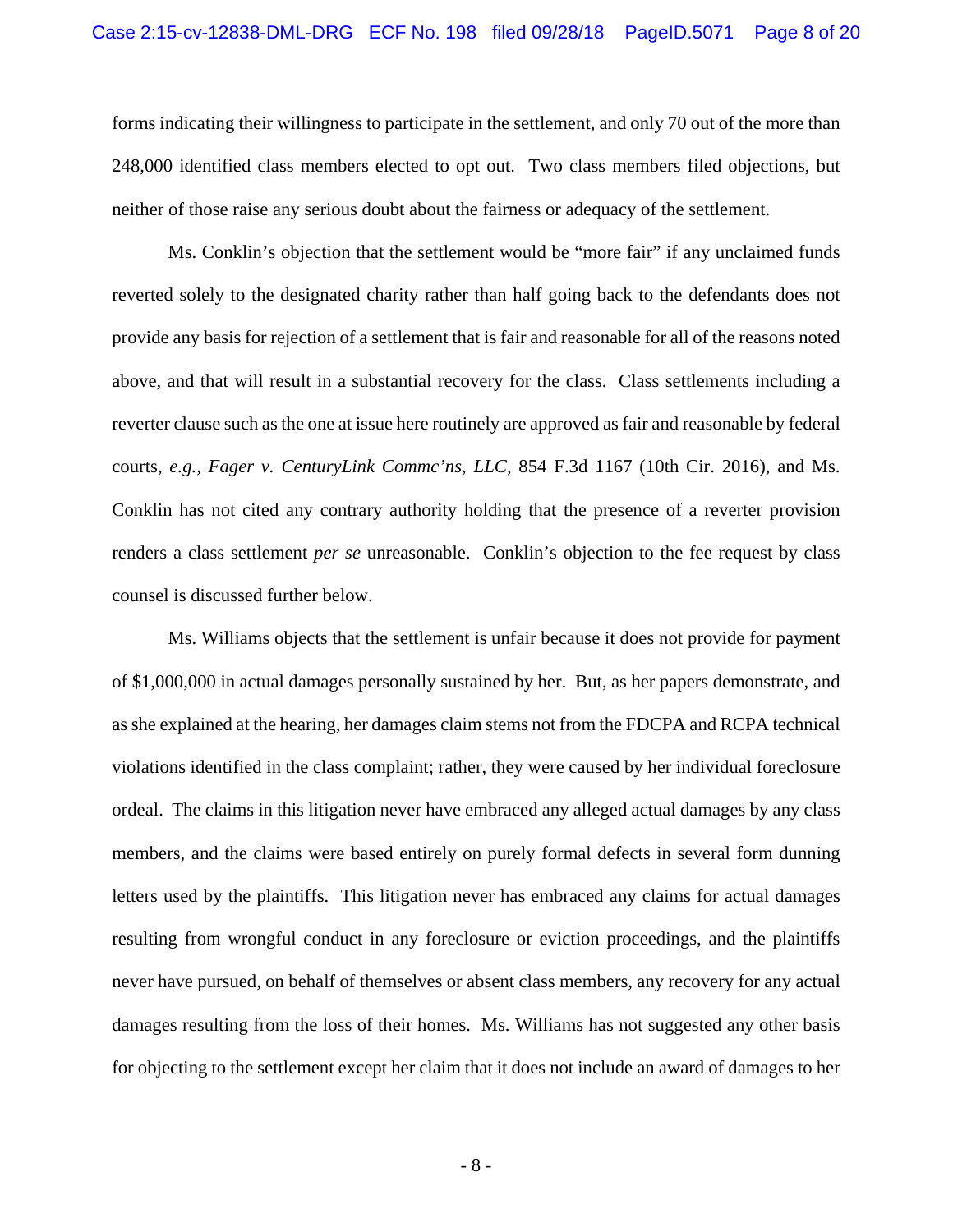forms indicating their willingness to participate in the settlement, and only 70 out of the more than 248,000 identified class members elected to opt out. Two class members filed objections, but neither of those raise any serious doubt about the fairness or adequacy of the settlement.

Ms. Conklin's objection that the settlement would be "more fair" if any unclaimed funds reverted solely to the designated charity rather than half going back to the defendants does not provide any basis for rejection of a settlement that is fair and reasonable for all of the reasons noted above, and that will result in a substantial recovery for the class. Class settlements including a reverter clause such as the one at issue here routinely are approved as fair and reasonable by federal courts, *e.g.*, *Fager v. CenturyLink Commc'ns, LLC*, 854 F.3d 1167 (10th Cir. 2016), and Ms. Conklin has not cited any contrary authority holding that the presence of a reverter provision renders a class settlement *per se* unreasonable. Conklin's objection to the fee request by class counsel is discussed further below.

Ms. Williams objects that the settlement is unfair because it does not provide for payment of $1,000,000 in actual damages personally sustained by her. But, as her papers demonstrate, and as she explained at the hearing, her damages claim stems not from the FDCPA and RCPA technical violations identified in the class complaint; rather, they were caused by her individual foreclosure ordeal. The claims in this litigation never have embraced any alleged actual damages by any class members, and the claims were based entirely on purely formal defects in several form dunning letters used by the plaintiffs. This litigation never has embraced any claims for actual damages resulting from wrongful conduct in any foreclosure or eviction proceedings, and the plaintiffs never have pursued, on behalf of themselves or absent class members, any recovery for any actual damages resulting from the loss of their homes. Ms. Williams has not suggested any other basis for objecting to the settlement except her claim that it does not include an award of damages to her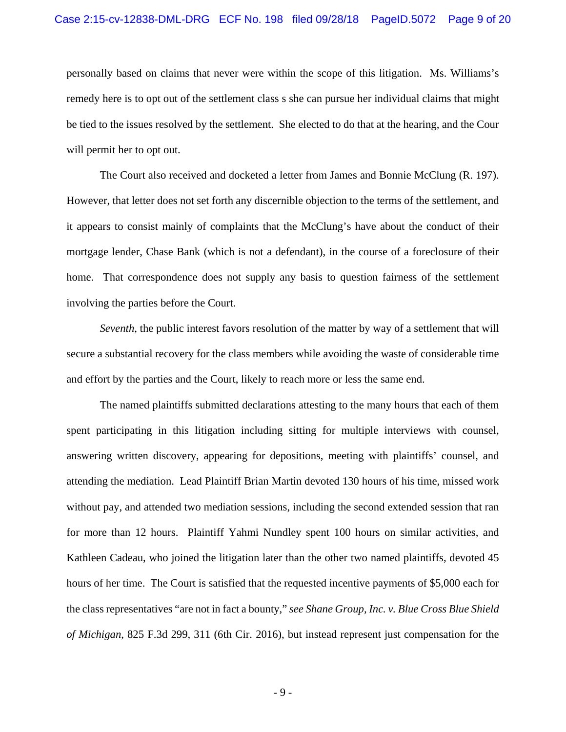personally based on claims that never were within the scope of this litigation. Ms. Williams's remedy here is to opt out of the settlement class s she can pursue her individual claims that might be tied to the issues resolved by the settlement. She elected to do that at the hearing, and the Cour will permit her to opt out.

The Court also received and docketed a letter from James and Bonnie McClung (R. 197). However, that letter does not set forth any discernible objection to the terms of the settlement, and it appears to consist mainly of complaints that the McClung's have about the conduct of their mortgage lender, Chase Bank (which is not a defendant), in the course of a foreclosure of their home. That correspondence does not supply any basis to question fairness of the settlement involving the parties before the Court.

*Seventh*, the public interest favors resolution of the matter by way of a settlement that will secure a substantial recovery for the class members while avoiding the waste of considerable time and effort by the parties and the Court, likely to reach more or less the same end.

The named plaintiffs submitted declarations attesting to the many hours that each of them spent participating in this litigation including sitting for multiple interviews with counsel, answering written discovery, appearing for depositions, meeting with plaintiffs' counsel, and attending the mediation. Lead Plaintiff Brian Martin devoted 130 hours of his time, missed work without pay, and attended two mediation sessions, including the second extended session that ran for more than 12 hours. Plaintiff Yahmi Nundley spent 100 hours on similar activities, and Kathleen Cadeau, who joined the litigation later than the other two named plaintiffs, devoted 45 hours of her time. The Court is satisfied that the requested incentive payments of $5,000 each for the class representatives "are not in fact a bounty," *see Shane Group, Inc. v. Blue Cross Blue Shield of Michigan*, 825 F.3d 299, 311 (6th Cir. 2016), but instead represent just compensation for the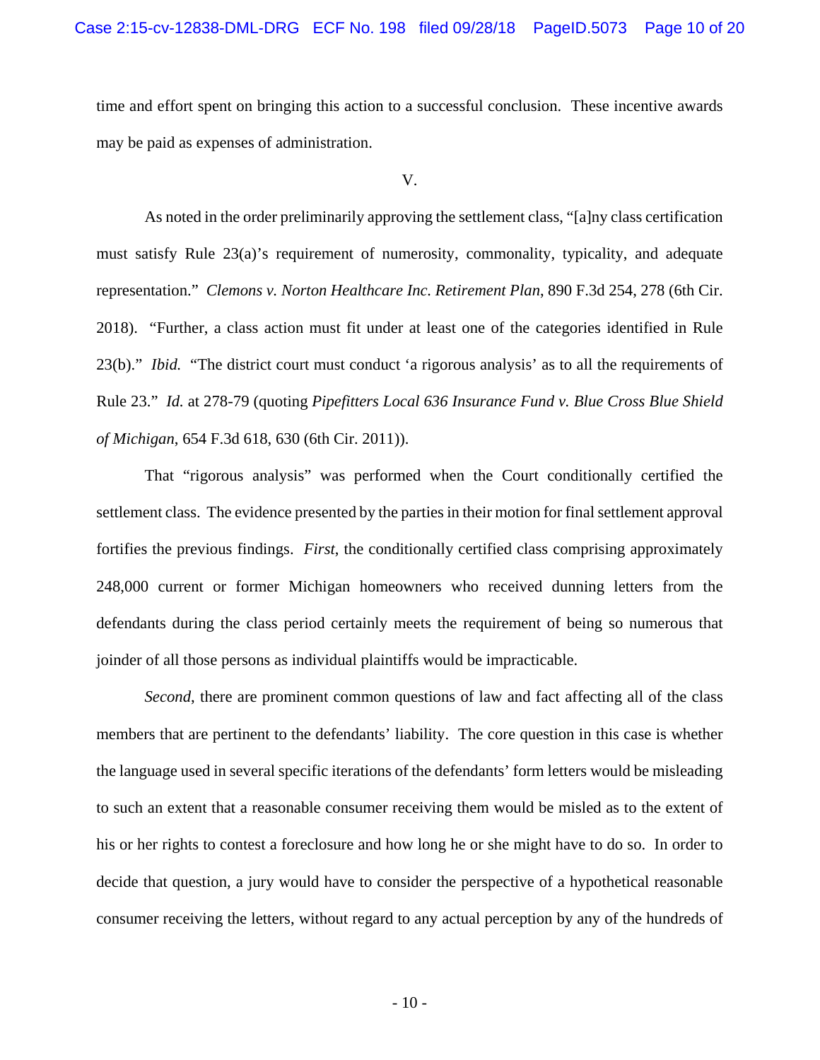time and effort spent on bringing this action to a successful conclusion. These incentive awards may be paid as expenses of administration.

V.

As noted in the order preliminarily approving the settlement class, "[a]ny class certification must satisfy Rule 23(a)'s requirement of numerosity, commonality, typicality, and adequate representation." *Clemons v. Norton Healthcare Inc. Retirement Plan*, 890 F.3d 254, 278 (6th Cir. 2018). "Further, a class action must fit under at least one of the categories identified in Rule 23(b)." *Ibid.* "The district court must conduct 'a rigorous analysis' as to all the requirements of Rule 23." *Id.* at 278-79 (quoting *Pipefitters Local 636 Insurance Fund v. Blue Cross Blue Shield of Michigan*, 654 F.3d 618, 630 (6th Cir. 2011)).

That "rigorous analysis" was performed when the Court conditionally certified the settlement class. The evidence presented by the parties in their motion for final settlement approval fortifies the previous findings. *First*, the conditionally certified class comprising approximately 248,000 current or former Michigan homeowners who received dunning letters from the defendants during the class period certainly meets the requirement of being so numerous that joinder of all those persons as individual plaintiffs would be impracticable.

*Second*, there are prominent common questions of law and fact affecting all of the class members that are pertinent to the defendants' liability. The core question in this case is whether the language used in several specific iterations of the defendants' form letters would be misleading to such an extent that a reasonable consumer receiving them would be misled as to the extent of his or her rights to contest a foreclosure and how long he or she might have to do so. In order to decide that question, a jury would have to consider the perspective of a hypothetical reasonable consumer receiving the letters, without regard to any actual perception by any of the hundreds of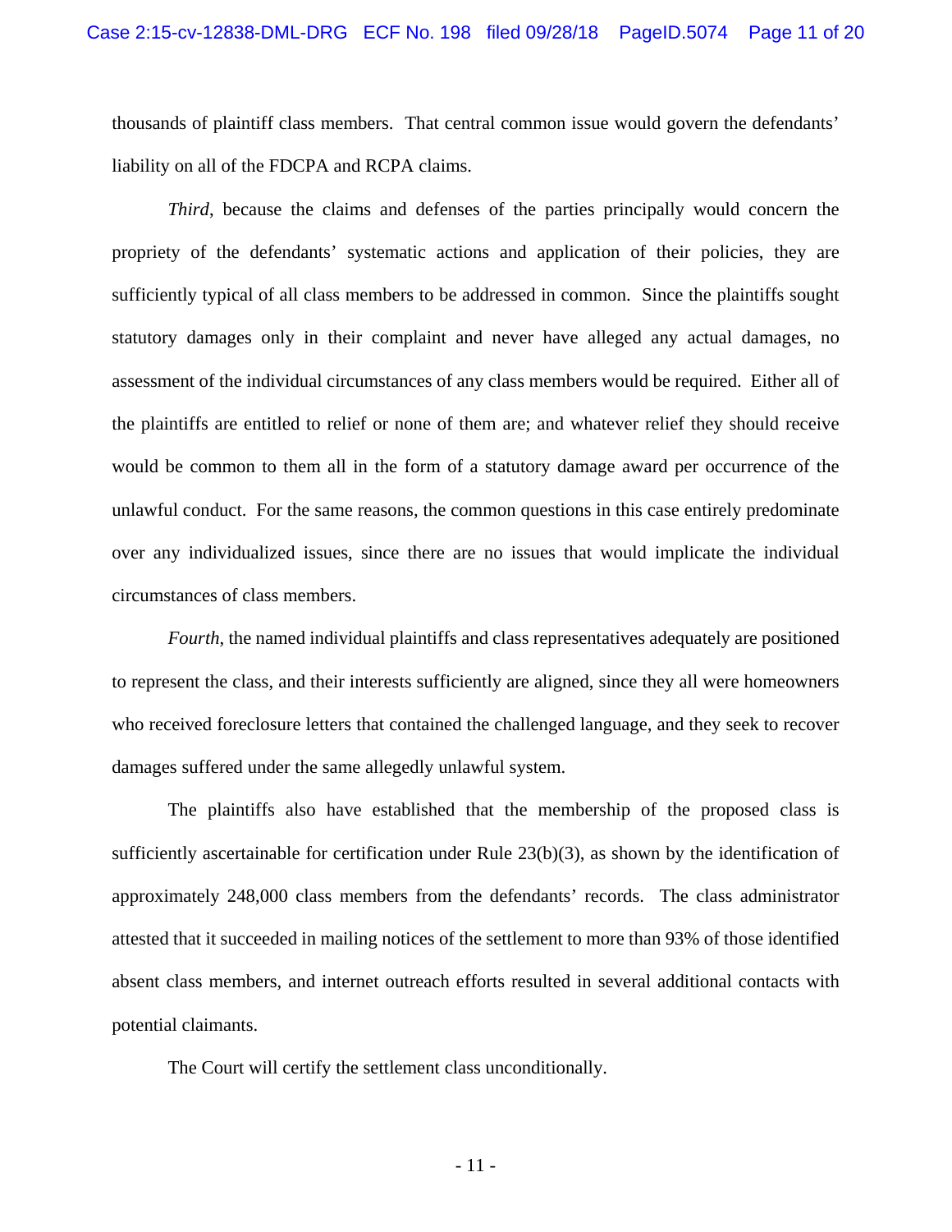thousands of plaintiff class members. That central common issue would govern the defendants' liability on all of the FDCPA and RCPA claims.

*Third*, because the claims and defenses of the parties principally would concern the propriety of the defendants' systematic actions and application of their policies, they are sufficiently typical of all class members to be addressed in common. Since the plaintiffs sought statutory damages only in their complaint and never have alleged any actual damages, no assessment of the individual circumstances of any class members would be required. Either all of the plaintiffs are entitled to relief or none of them are; and whatever relief they should receive would be common to them all in the form of a statutory damage award per occurrence of the unlawful conduct. For the same reasons, the common questions in this case entirely predominate over any individualized issues, since there are no issues that would implicate the individual circumstances of class members.

*Fourth*, the named individual plaintiffs and class representatives adequately are positioned to represent the class, and their interests sufficiently are aligned, since they all were homeowners who received foreclosure letters that contained the challenged language, and they seek to recover damages suffered under the same allegedly unlawful system.

The plaintiffs also have established that the membership of the proposed class is sufficiently ascertainable for certification under Rule 23(b)(3), as shown by the identification of approximately 248,000 class members from the defendants' records. The class administrator attested that it succeeded in mailing notices of the settlement to more than 93% of those identified absent class members, and internet outreach efforts resulted in several additional contacts with potential claimants.

The Court will certify the settlement class unconditionally.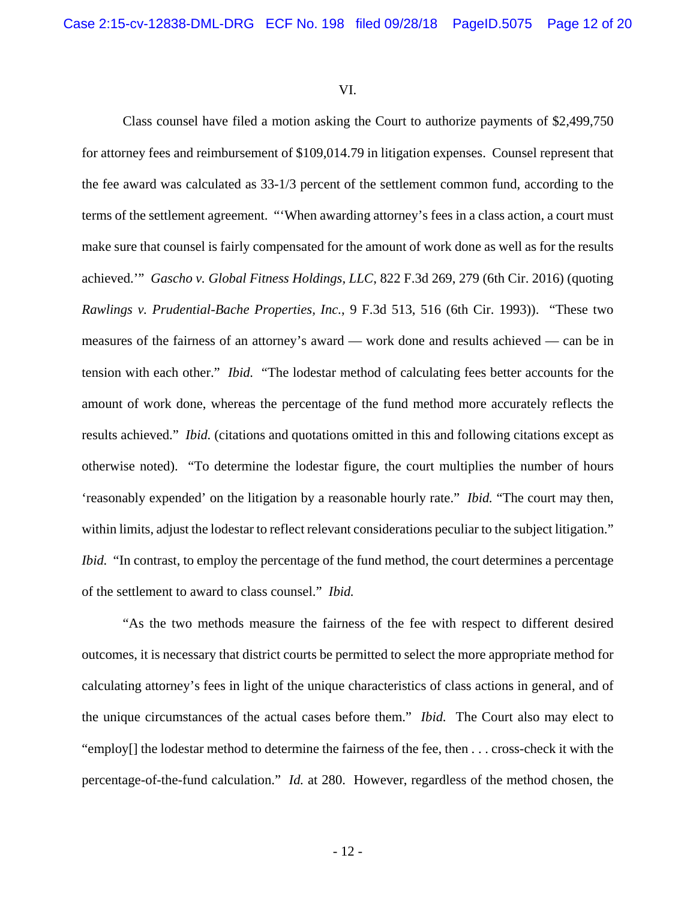VI.

Class counsel have filed a motion asking the Court to authorize payments of $2,499,750 for attorney fees and reimbursement of $109,014.79 in litigation expenses. Counsel represent that the fee award was calculated as 33-1/3 percent of the settlement common fund, according to the terms of the settlement agreement. "'When awarding attorney's fees in a class action, a court must make sure that counsel is fairly compensated for the amount of work done as well as for the results achieved.'" *Gascho v. Global Fitness Holdings, LLC*, 822 F.3d 269, 279 (6th Cir. 2016) (quoting *Rawlings v. Prudential-Bache Properties, Inc.*, 9 F.3d 513, 516 (6th Cir. 1993)). "These two measures of the fairness of an attorney's award — work done and results achieved — can be in tension with each other." *Ibid.* "The lodestar method of calculating fees better accounts for the amount of work done, whereas the percentage of the fund method more accurately reflects the results achieved." *Ibid.* (citations and quotations omitted in this and following citations except as otherwise noted). "To determine the lodestar figure, the court multiplies the number of hours 'reasonably expended' on the litigation by a reasonable hourly rate." *Ibid.* "The court may then, within limits, adjust the lodestar to reflect relevant considerations peculiar to the subject litigation." *Ibid.* "In contrast, to employ the percentage of the fund method, the court determines a percentage of the settlement to award to class counsel." *Ibid.*

"As the two methods measure the fairness of the fee with respect to different desired outcomes, it is necessary that district courts be permitted to select the more appropriate method for calculating attorney's fees in light of the unique characteristics of class actions in general, and of the unique circumstances of the actual cases before them." *Ibid.* The Court also may elect to "employ[] the lodestar method to determine the fairness of the fee, then . . . cross-check it with the percentage-of-the-fund calculation." *Id.* at 280. However, regardless of the method chosen, the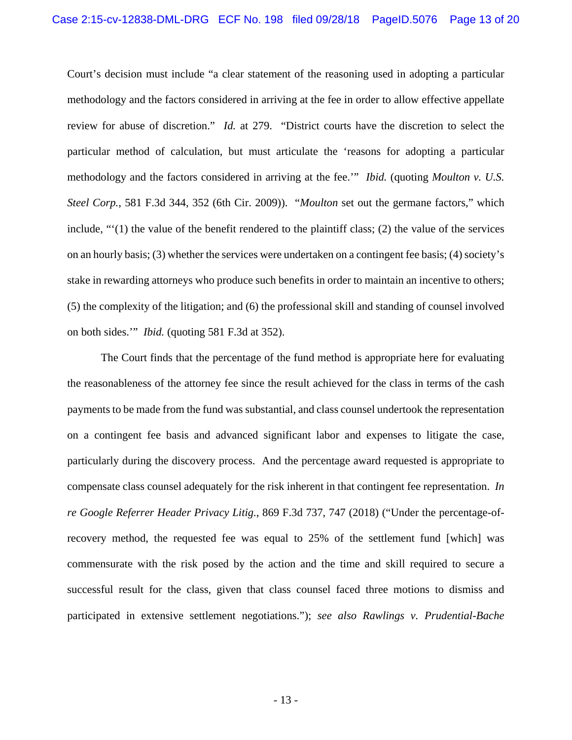Court's decision must include "a clear statement of the reasoning used in adopting a particular methodology and the factors considered in arriving at the fee in order to allow effective appellate review for abuse of discretion." *Id.* at 279. "District courts have the discretion to select the particular method of calculation, but must articulate the 'reasons for adopting a particular methodology and the factors considered in arriving at the fee.'" *Ibid.* (quoting *Moulton v. U.S. Steel Corp.*, 581 F.3d 344, 352 (6th Cir. 2009)). "*Moulton* set out the germane factors," which include, "'(1) the value of the benefit rendered to the plaintiff class; (2) the value of the services on an hourly basis; (3) whether the services were undertaken on a contingent fee basis; (4) society's stake in rewarding attorneys who produce such benefits in order to maintain an incentive to others; (5) the complexity of the litigation; and (6) the professional skill and standing of counsel involved on both sides.'" *Ibid.* (quoting 581 F.3d at 352).

The Court finds that the percentage of the fund method is appropriate here for evaluating the reasonableness of the attorney fee since the result achieved for the class in terms of the cash payments to be made from the fund was substantial, and class counsel undertook the representation on a contingent fee basis and advanced significant labor and expenses to litigate the case, particularly during the discovery process. And the percentage award requested is appropriate to compensate class counsel adequately for the risk inherent in that contingent fee representation. *In re Google Referrer Header Privacy Litig.*, 869 F.3d 737, 747 (2018) ("Under the percentage-of-recovery method, the requested fee was equal to 25% of the settlement fund [which] was commensurate with the risk posed by the action and the time and skill required to secure a successful result for the class, given that class counsel faced three motions to dismiss and participated in extensive settlement negotiations."); *see also Rawlings v. Prudential-Bache*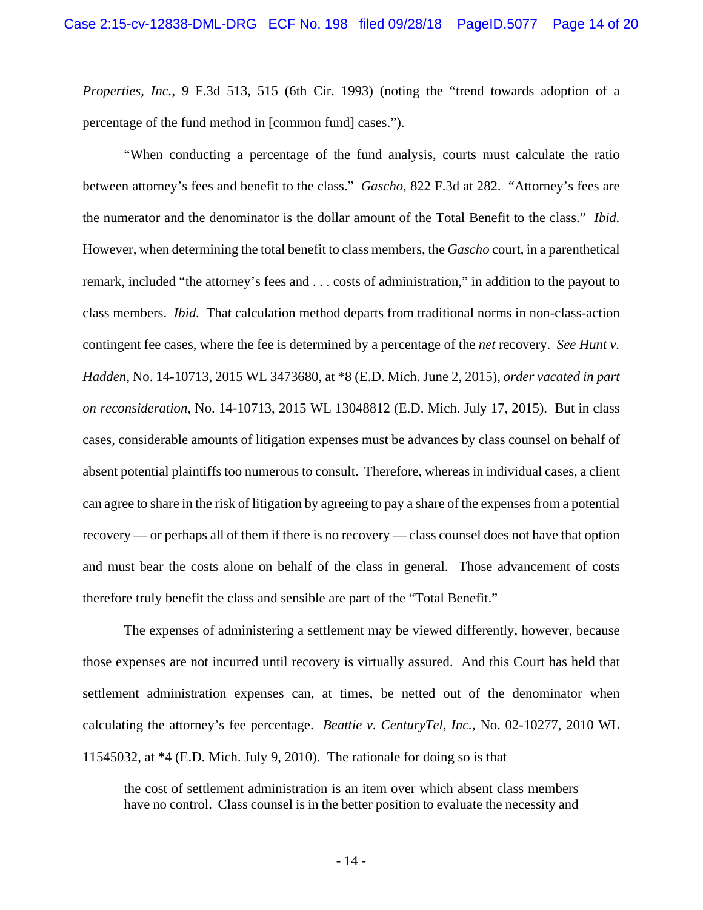*Properties, Inc.*, 9 F.3d 513, 515 (6th Cir. 1993) (noting the "trend towards adoption of a percentage of the fund method in [common fund] cases.").

"When conducting a percentage of the fund analysis, courts must calculate the ratio between attorney's fees and benefit to the class." *Gascho*, 822 F.3d at 282. "Attorney's fees are the numerator and the denominator is the dollar amount of the Total Benefit to the class." *Ibid.* However, when determining the total benefit to class members, the *Gascho* court, in a parenthetical remark, included "the attorney's fees and . . . costs of administration," in addition to the payout to class members. *Ibid.* That calculation method departs from traditional norms in non-class-action contingent fee cases, where the fee is determined by a percentage of the *net* recovery. *See Hunt v. Hadden*, No. 14-10713, 2015 WL 3473680, at *8 (E.D. Mich. June 2, 2015), *order vacated in part on reconsideration,* No. 14-10713, 2015 WL 13048812 (E.D. Mich. July 17, 2015). But in class cases, considerable amounts of litigation expenses must be advances by class counsel on behalf of absent potential plaintiffs too numerous to consult. Therefore, whereas in individual cases, a client can agree to share in the risk of litigation by agreeing to pay a share of the expenses from a potential recovery — or perhaps all of them if there is no recovery — class counsel does not have that option and must bear the costs alone on behalf of the class in general. Those advancement of costs therefore truly benefit the class and sensible are part of the "Total Benefit."

The expenses of administering a settlement may be viewed differently, however, because those expenses are not incurred until recovery is virtually assured. And this Court has held that settlement administration expenses can, at times, be netted out of the denominator when calculating the attorney's fee percentage. *Beattie v. CenturyTel, Inc.*, No. 02-10277, 2010 WL 11545032, at *4 (E.D. Mich. July 9, 2010). The rationale for doing so is that

> the cost of settlement administration is an item over which absent class members have no control. Class counsel is in the better position to evaluate the necessity and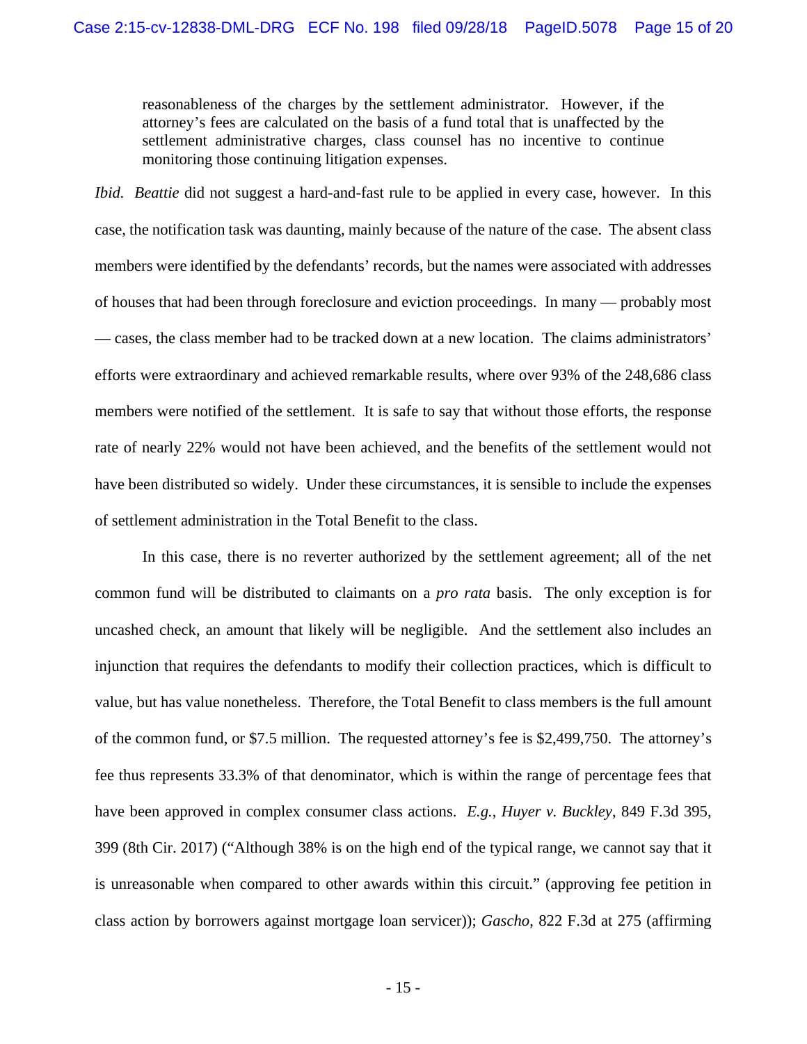> reasonableness of the charges by the settlement administrator. However, if the attorney's fees are calculated on the basis of a fund total that is unaffected by the settlement administrative charges, class counsel has no incentive to continue monitoring those continuing litigation expenses.

*Ibid.* *Beattie* did not suggest a hard-and-fast rule to be applied in every case, however. In this case, the notification task was daunting, mainly because of the nature of the case. The absent class members were identified by the defendants' records, but the names were associated with addresses of houses that had been through foreclosure and eviction proceedings. In many — probably most — cases, the class member had to be tracked down at a new location. The claims administrators' efforts were extraordinary and achieved remarkable results, where over 93% of the 248,686 class members were notified of the settlement. It is safe to say that without those efforts, the response rate of nearly 22% would not have been achieved, and the benefits of the settlement would not have been distributed so widely. Under these circumstances, it is sensible to include the expenses of settlement administration in the Total Benefit to the class.

In this case, there is no reverter authorized by the settlement agreement; all of the net common fund will be distributed to claimants on a *pro rata* basis. The only exception is for uncashed check, an amount that likely will be negligible. And the settlement also includes an injunction that requires the defendants to modify their collection practices, which is difficult to value, but has value nonetheless. Therefore, the Total Benefit to class members is the full amount of the common fund, or $7.5 million. The requested attorney's fee is $2,499,750. The attorney's fee thus represents 33.3% of that denominator, which is within the range of percentage fees that have been approved in complex consumer class actions. *E.g.*, *Huyer v. Buckley*, 849 F.3d 395, 399 (8th Cir. 2017) ("Although 38% is on the high end of the typical range, we cannot say that it is unreasonable when compared to other awards within this circuit." (approving fee petition in class action by borrowers against mortgage loan servicer)); *Gascho*, 822 F.3d at 275 (affirming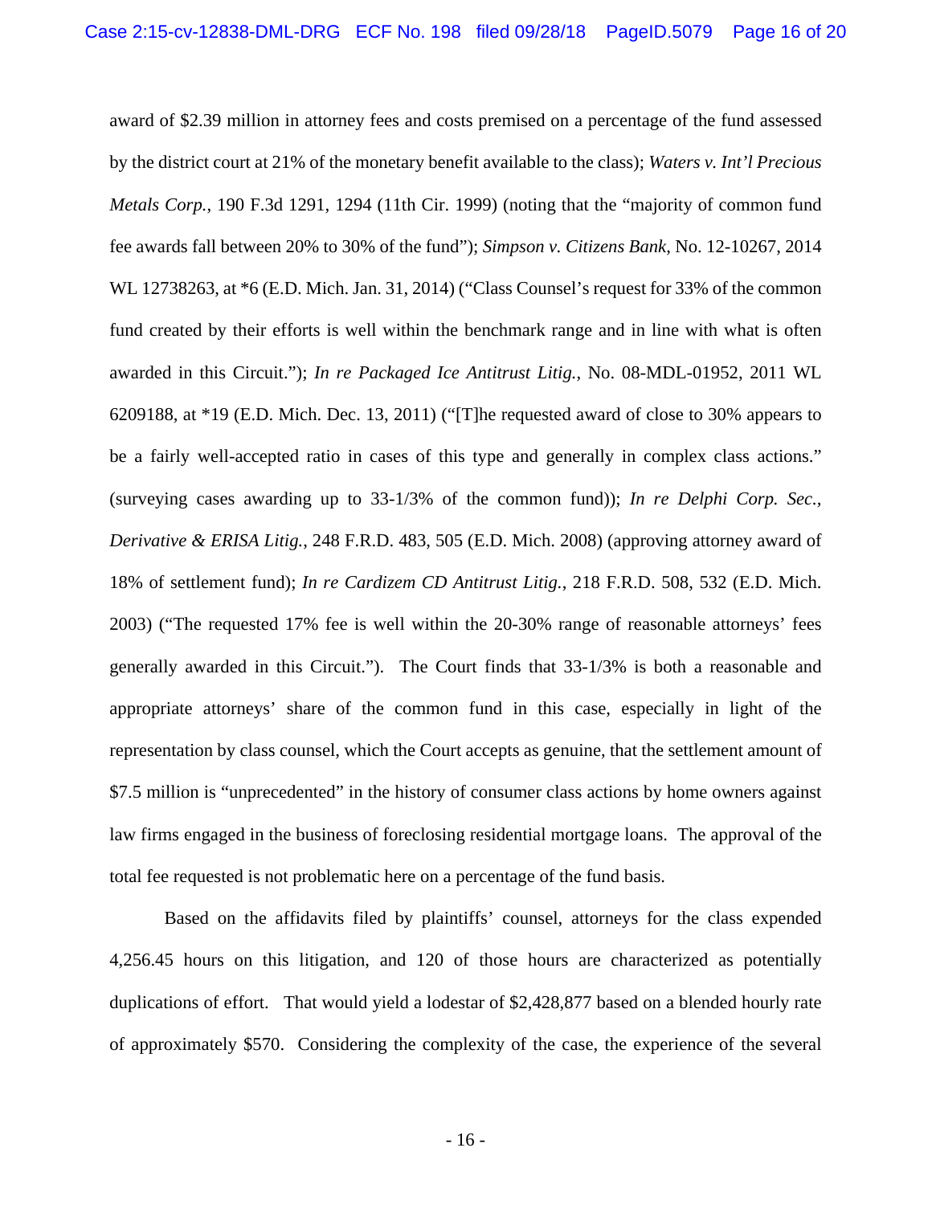award of $2.39 million in attorney fees and costs premised on a percentage of the fund assessed by the district court at 21% of the monetary benefit available to the class); *Waters v. Int'l Precious Metals Corp.*, 190 F.3d 1291, 1294 (11th Cir. 1999) (noting that the "majority of common fund fee awards fall between 20% to 30% of the fund"); *Simpson v. Citizens Bank*, No. 12-10267, 2014 WL 12738263, at *6 (E.D. Mich. Jan. 31, 2014) ("Class Counsel's request for 33% of the common fund created by their efforts is well within the benchmark range and in line with what is often awarded in this Circuit."); *In re Packaged Ice Antitrust Litig.*, No. 08-MDL-01952, 2011 WL 6209188, at *19 (E.D. Mich. Dec. 13, 2011) ("[T]he requested award of close to 30% appears to be a fairly well-accepted ratio in cases of this type and generally in complex class actions." (surveying cases awarding up to 33-1/3% of the common fund)); *In re Delphi Corp. Sec., Derivative & ERISA Litig.*, 248 F.R.D. 483, 505 (E.D. Mich. 2008) (approving attorney award of 18% of settlement fund); *In re Cardizem CD Antitrust Litig.*, 218 F.R.D. 508, 532 (E.D. Mich. 2003) ("The requested 17% fee is well within the 20-30% range of reasonable attorneys' fees generally awarded in this Circuit."). The Court finds that 33-1/3% is both a reasonable and appropriate attorneys' share of the common fund in this case, especially in light of the representation by class counsel, which the Court accepts as genuine, that the settlement amount of $7.5 million is "unprecedented" in the history of consumer class actions by home owners against law firms engaged in the business of foreclosing residential mortgage loans. The approval of the total fee requested is not problematic here on a percentage of the fund basis.

Based on the affidavits filed by plaintiffs' counsel, attorneys for the class expended 4,256.45 hours on this litigation, and 120 of those hours are characterized as potentially duplications of effort. That would yield a lodestar of $2,428,877 based on a blended hourly rate of approximately $570. Considering the complexity of the case, the experience of the several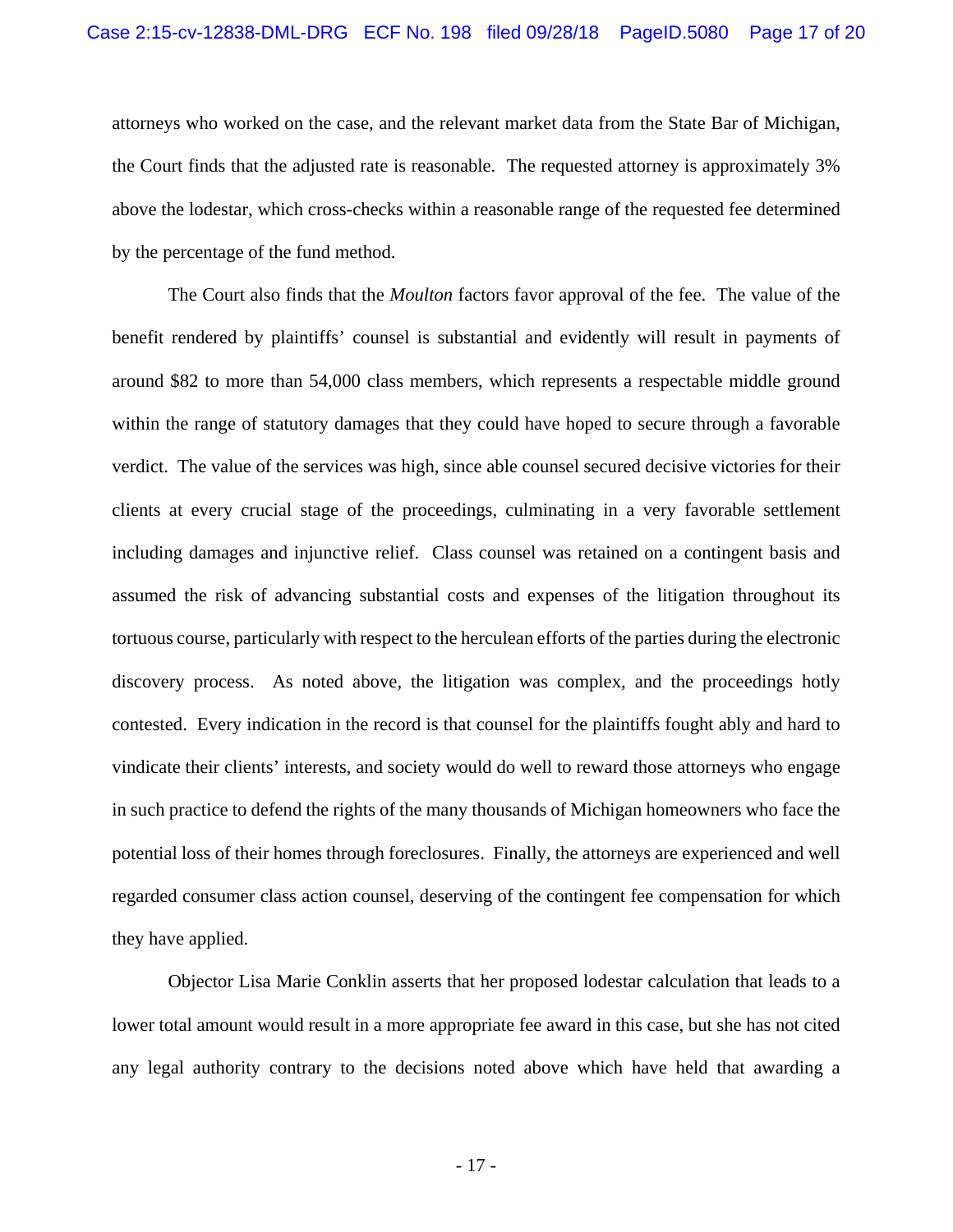attorneys who worked on the case, and the relevant market data from the State Bar of Michigan, the Court finds that the adjusted rate is reasonable. The requested attorney is approximately 3% above the lodestar, which cross-checks within a reasonable range of the requested fee determined by the percentage of the fund method.

The Court also finds that the *Moulton* factors favor approval of the fee. The value of the benefit rendered by plaintiffs' counsel is substantial and evidently will result in payments of around $82 to more than 54,000 class members, which represents a respectable middle ground within the range of statutory damages that they could have hoped to secure through a favorable verdict. The value of the services was high, since able counsel secured decisive victories for their clients at every crucial stage of the proceedings, culminating in a very favorable settlement including damages and injunctive relief. Class counsel was retained on a contingent basis and assumed the risk of advancing substantial costs and expenses of the litigation throughout its tortuous course, particularly with respect to the herculean efforts of the parties during the electronic discovery process. As noted above, the litigation was complex, and the proceedings hotly contested. Every indication in the record is that counsel for the plaintiffs fought ably and hard to vindicate their clients' interests, and society would do well to reward those attorneys who engage in such practice to defend the rights of the many thousands of Michigan homeowners who face the potential loss of their homes through foreclosures. Finally, the attorneys are experienced and well regarded consumer class action counsel, deserving of the contingent fee compensation for which they have applied.

Objector Lisa Marie Conklin asserts that her proposed lodestar calculation that leads to a lower total amount would result in a more appropriate fee award in this case, but she has not cited any legal authority contrary to the decisions noted above which have held that awarding a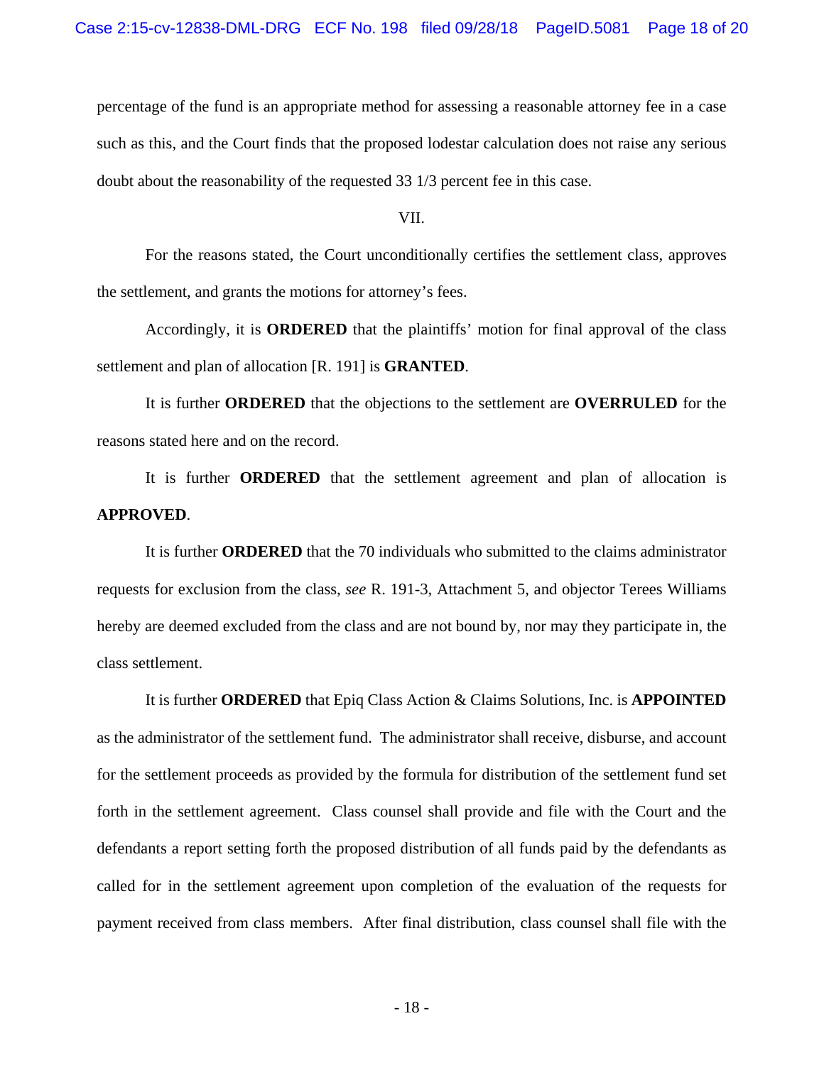percentage of the fund is an appropriate method for assessing a reasonable attorney fee in a case such as this, and the Court finds that the proposed lodestar calculation does not raise any serious doubt about the reasonability of the requested 33 1/3 percent fee in this case.

VII.

For the reasons stated, the Court unconditionally certifies the settlement class, approves the settlement, and grants the motions for attorney's fees.

Accordingly, it is **ORDERED** that the plaintiffs' motion for final approval of the class settlement and plan of allocation [R. 191] is **GRANTED**.

It is further **ORDERED** that the objections to the settlement are **OVERRULED** for the reasons stated here and on the record.

It is further **ORDERED** that the settlement agreement and plan of allocation is **APPROVED**.

It is further **ORDERED** that the 70 individuals who submitted to the claims administrator requests for exclusion from the class, *see* R. 191-3, Attachment 5, and objector Terees Williams hereby are deemed excluded from the class and are not bound by, nor may they participate in, the class settlement.

It is further **ORDERED** that Epiq Class Action & Claims Solutions, Inc. is **APPOINTED** as the administrator of the settlement fund. The administrator shall receive, disburse, and account for the settlement proceeds as provided by the formula for distribution of the settlement fund set forth in the settlement agreement. Class counsel shall provide and file with the Court and the defendants a report setting forth the proposed distribution of all funds paid by the defendants as called for in the settlement agreement upon completion of the evaluation of the requests for payment received from class members. After final distribution, class counsel shall file with the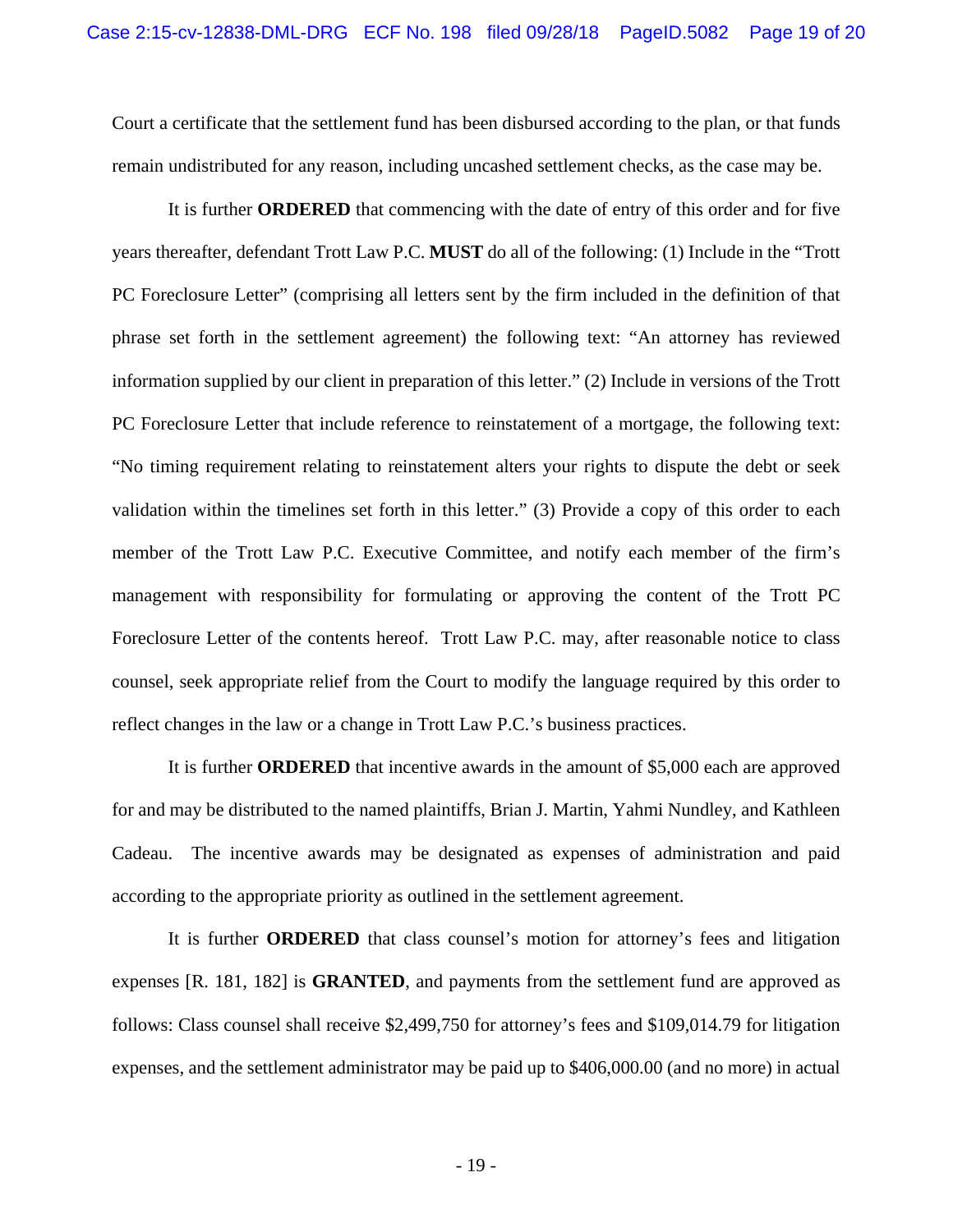Court a certificate that the settlement fund has been disbursed according to the plan, or that funds remain undistributed for any reason, including uncashed settlement checks, as the case may be.

It is further **ORDERED** that commencing with the date of entry of this order and for five years thereafter, defendant Trott Law P.C. **MUST** do all of the following: (1) Include in the "Trott PC Foreclosure Letter" (comprising all letters sent by the firm included in the definition of that phrase set forth in the settlement agreement) the following text: "An attorney has reviewed information supplied by our client in preparation of this letter." (2) Include in versions of the Trott PC Foreclosure Letter that include reference to reinstatement of a mortgage, the following text: "No timing requirement relating to reinstatement alters your rights to dispute the debt or seek validation within the timelines set forth in this letter." (3) Provide a copy of this order to each member of the Trott Law P.C. Executive Committee, and notify each member of the firm's management with responsibility for formulating or approving the content of the Trott PC Foreclosure Letter of the contents hereof. Trott Law P.C. may, after reasonable notice to class counsel, seek appropriate relief from the Court to modify the language required by this order to reflect changes in the law or a change in Trott Law P.C.'s business practices.

It is further **ORDERED** that incentive awards in the amount of $5,000 each are approved for and may be distributed to the named plaintiffs, Brian J. Martin, Yahmi Nundley, and Kathleen Cadeau. The incentive awards may be designated as expenses of administration and paid according to the appropriate priority as outlined in the settlement agreement.

It is further **ORDERED** that class counsel's motion for attorney's fees and litigation expenses [R. 181, 182] is **GRANTED**, and payments from the settlement fund are approved as follows: Class counsel shall receive $2,499,750 for attorney's fees and $109,014.79 for litigation expenses, and the settlement administrator may be paid up to $406,000.00 (and no more) in actual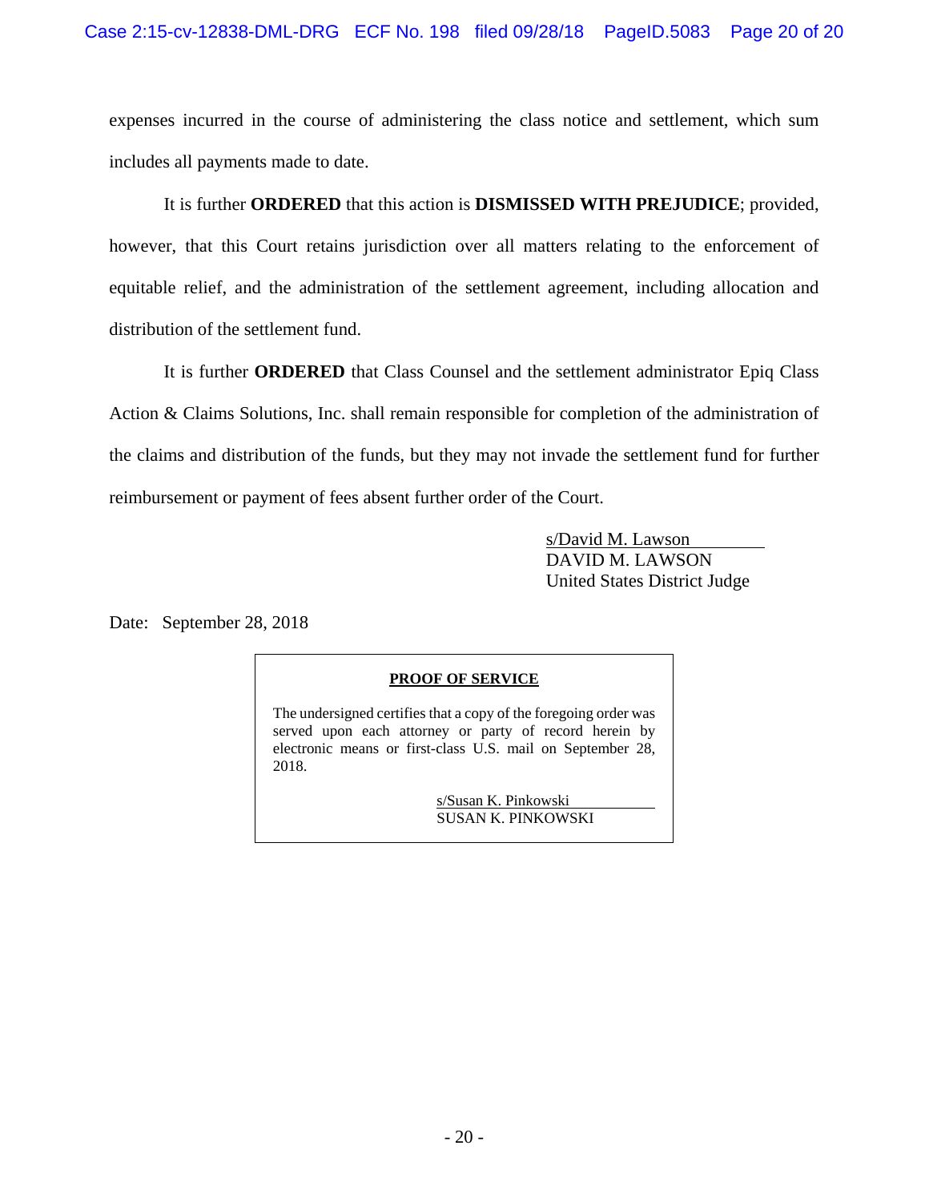expenses incurred in the course of administering the class notice and settlement, which sum includes all payments made to date.

It is further **ORDERED** that this action is **DISMISSED WITH PREJUDICE**; provided, however, that this Court retains jurisdiction over all matters relating to the enforcement of equitable relief, and the administration of the settlement agreement, including allocation and distribution of the settlement fund.

It is further **ORDERED** that Class Counsel and the settlement administrator Epiq Class Action & Claims Solutions, Inc. shall remain responsible for completion of the administration of the claims and distribution of the funds, but they may not invade the settlement fund for further reimbursement or payment of fees absent further order of the Court.

s/David M. Lawson
DAVID M. LAWSON
United States District Judge

Date: September 28, 2018

**PROOF OF SERVICE**

The undersigned certifies that a copy of the foregoing order was served upon each attorney or party of record herein by electronic means or first-class U.S. mail on September 28, 2018.

s/Susan K. Pinkowski
SUSAN K. PINKOWSKI